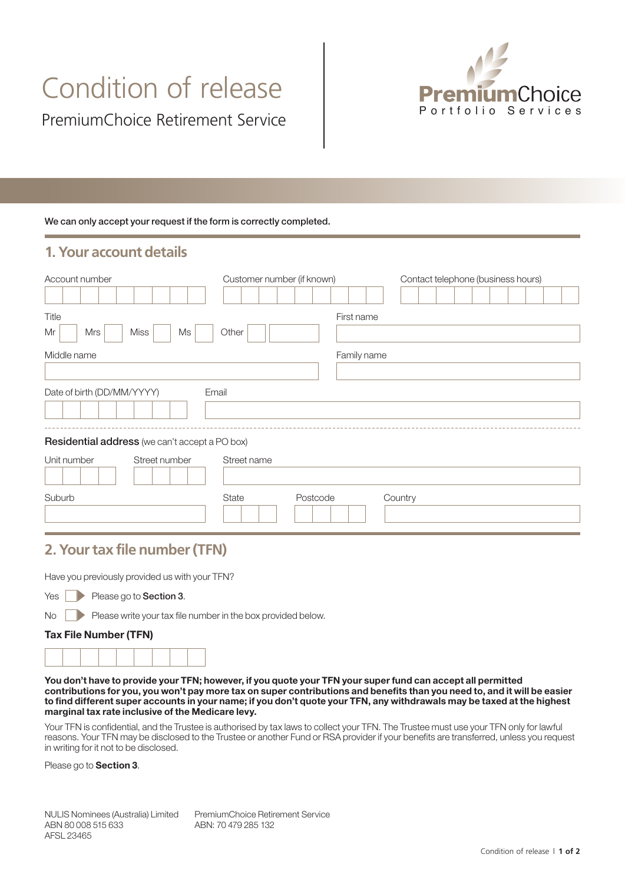# Condition of release

PremiumChoice Retirement Service

PremiumChoice Portfolio Services

We can only accept your request if the form is correctly completed.

## 1. Your account details

Account number

Customer number (if known)

Contact telephone (business hours)

Title

Mr ☐ Mrs ☐ Miss ☐ Ms ☐ Other ☐

First name

Middle name

Family name

Date of birth (DD/MM/YYYY)

Email

**Residential address** (we can't accept a PO box)

Unit number

Street number

Street name

Suburb

State

Postcode

Country

## 2. Your tax file number (TFN)

Have you previously provided us with your TFN?

Yes ☐ Please go to **Section 3**.

No ☐ Please write your tax file number in the box provided below.

**Tax File Number (TFN)**

**You don't have to provide your TFN; however, if you quote your TFN your super fund can accept all permitted contributions for you, you won't pay more tax on super contributions and benefits than you need to, and it will be easier to find different super accounts in your name; if you don't quote your TFN, any withdrawals may be taxed at the highest marginal tax rate inclusive of the Medicare levy.**

Your TFN is confidential, and the Trustee is authorised by tax laws to collect your TFN. The Trustee must use your TFN only for lawful reasons. Your TFN may be disclosed to the Trustee or another Fund or RSA provider if your benefits are transferred, unless you request in writing for it not to be disclosed.

Please go to **Section 3**.

NULIS Nominees (Australia) Limited
ABN 80 008 515 633
AFSL 23465

PremiumChoice Retirement Service
ABN: 70 479 285 132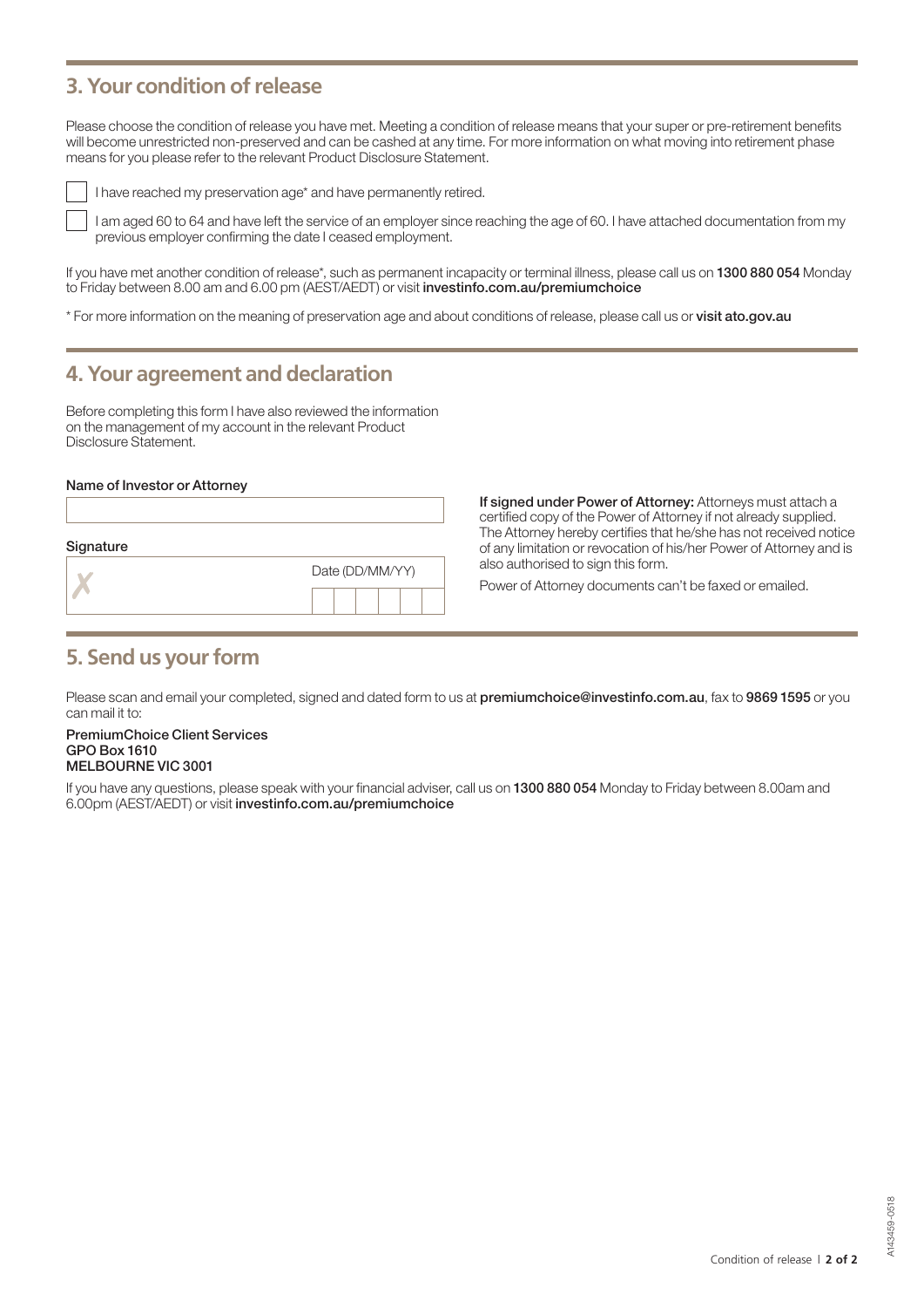## 3. Your condition of release

Please choose the condition of release you have met. Meeting a condition of release means that your super or pre-retirement benefits will become unrestricted non-preserved and can be cashed at any time. For more information on what moving into retirement phase means for you please refer to the relevant Product Disclosure Statement.

- ☐ I have reached my preservation age* and have permanently retired.
- ☐ I am aged 60 to 64 and have left the service of an employer since reaching the age of 60. I have attached documentation from my previous employer confirming the date I ceased employment.

If you have met another condition of release*, such as permanent incapacity or terminal illness, please call us on **1300 880 054** Monday to Friday between 8.00 am and 6.00 pm (AEST/AEDT) or visit **investinfo.com.au/premiumchoice**

* For more information on the meaning of preservation age and about conditions of release, please call us or **visit ato.gov.au**

## 4. Your agreement and declaration

Before completing this form I have also reviewed the information on the management of my account in the relevant Product Disclosure Statement.

**Name of Investor or Attorney**

______________________________

**Signature**

✗ ______________________________ Date (DD/MM/YY) __ __ / __ __ / __ __

**If signed under Power of Attorney:** Attorneys must attach a certified copy of the Power of Attorney if not already supplied. The Attorney hereby certifies that he/she has not received notice of any limitation or revocation of his/her Power of Attorney and is also authorised to sign this form.

Power of Attorney documents can't be faxed or emailed.

## 5. Send us your form

Please scan and email your completed, signed and dated form to us at **premiumchoice@investinfo.com.au**, fax to **9869 1595** or you can mail it to:

**PremiumChoice Client Services**
**GPO Box 1610**
**MELBOURNE VIC 3001**

If you have any questions, please speak with your financial adviser, call us on **1300 880 054** Monday to Friday between 8.00am and 6.00pm (AEST/AEDT) or visit **investinfo.com.au/premiumchoice**

A143459-0518